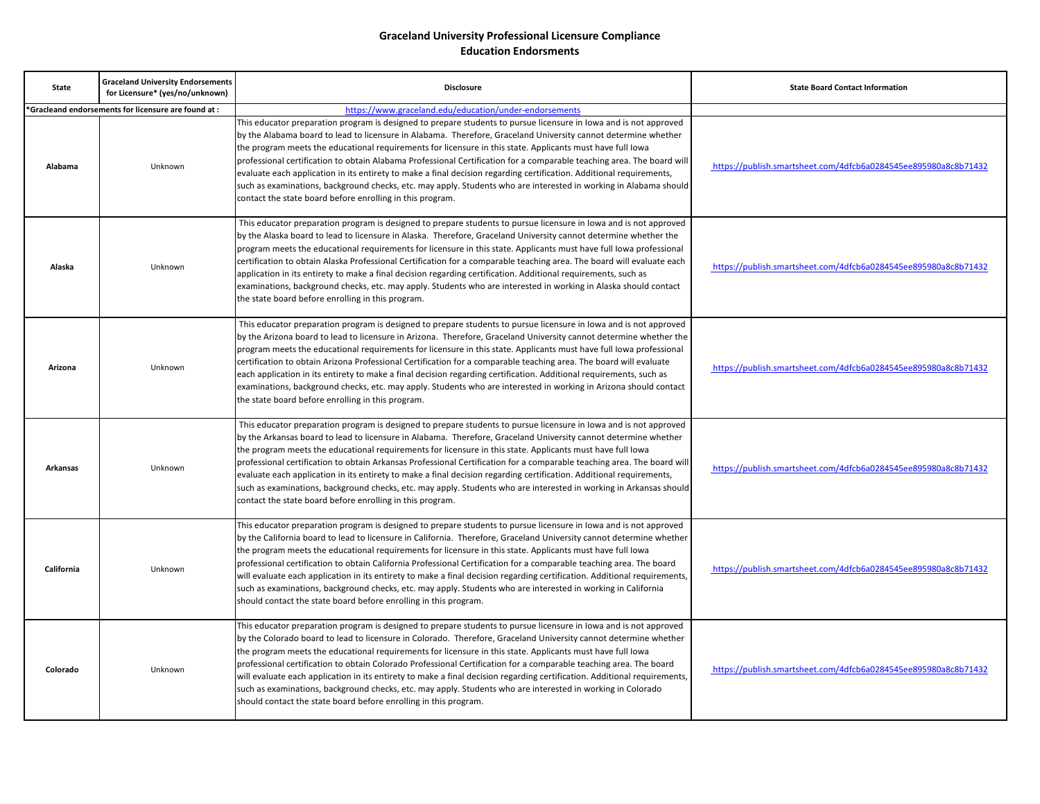## Graceland University Professional Licensure Compliance
## Education Endorsments

| State | Graceland University Endorsements for Licensure* (yes/no/unknown) | Disclosure | State Board Contact Information |
|---|---|---|---|
| *Gracleand endorsements for licensure are found at : | | https://www.graceland.edu/education/under-endorsements | |
| Alabama | Unknown | This educator preparation program is designed to prepare students to pursue licensure in Iowa and is not approved by the Alabama board to lead to licensure in Alabama. Therefore, Graceland University cannot determine whether the program meets the educational requirements for licensure in this state. Applicants must have full Iowa professional certification to obtain Alabama Professional Certification for a comparable teaching area. The board will evaluate each application in its entirety to make a final decision regarding certification. Additional requirements, such as examinations, background checks, etc. may apply. Students who are interested in working in Alabama should contact the state board before enrolling in this program. | https://publish.smartsheet.com/4dfcb6a0284545ee895980a8c8b71432 |
| Alaska | Unknown | This educator preparation program is designed to prepare students to pursue licensure in Iowa and is not approved by the Alaska board to lead to licensure in Alaska. Therefore, Graceland University cannot determine whether the program meets the educational requirements for licensure in this state. Applicants must have full Iowa professional certification to obtain Alaska Professional Certification for a comparable teaching area. The board will evaluate each application in its entirety to make a final decision regarding certification. Additional requirements, such as examinations, background checks, etc. may apply. Students who are interested in working in Alaska should contact the state board before enrolling in this program. | https://publish.smartsheet.com/4dfcb6a0284545ee895980a8c8b71432 |
| Arizona | Unknown | This educator preparation program is designed to prepare students to pursue licensure in Iowa and is not approved by the Arizona board to lead to licensure in Arizona. Therefore, Graceland University cannot determine whether the program meets the educational requirements for licensure in this state. Applicants must have full Iowa professional certification to obtain Arizona Professional Certification for a comparable teaching area. The board will evaluate each application in its entirety to make a final decision regarding certification. Additional requirements, such as examinations, background checks, etc. may apply. Students who are interested in working in Arizona should contact the state board before enrolling in this program. | https://publish.smartsheet.com/4dfcb6a0284545ee895980a8c8b71432 |
| Arkansas | Unknown | This educator preparation program is designed to prepare students to pursue licensure in Iowa and is not approved by the Arkansas board to lead to licensure in Alabama. Therefore, Graceland University cannot determine whether the program meets the educational requirements for licensure in this state. Applicants must have full Iowa professional certification to obtain Arkansas Professional Certification for a comparable teaching area. The board will evaluate each application in its entirety to make a final decision regarding certification. Additional requirements, such as examinations, background checks, etc. may apply. Students who are interested in working in Arkansas should contact the state board before enrolling in this program. | https://publish.smartsheet.com/4dfcb6a0284545ee895980a8c8b71432 |
| California | Unknown | This educator preparation program is designed to prepare students to pursue licensure in Iowa and is not approved by the California board to lead to licensure in California. Therefore, Graceland University cannot determine whether the program meets the educational requirements for licensure in this state. Applicants must have full Iowa professional certification to obtain California Professional Certification for a comparable teaching area. The board will evaluate each application in its entirety to make a final decision regarding certification. Additional requirements, such as examinations, background checks, etc. may apply. Students who are interested in working in California should contact the state board before enrolling in this program. | https://publish.smartsheet.com/4dfcb6a0284545ee895980a8c8b71432 |
| Colorado | Unknown | This educator preparation program is designed to prepare students to pursue licensure in Iowa and is not approved by the Colorado board to lead to licensure in Colorado. Therefore, Graceland University cannot determine whether the program meets the educational requirements for licensure in this state. Applicants must have full Iowa professional certification to obtain Colorado Professional Certification for a comparable teaching area. The board will evaluate each application in its entirety to make a final decision regarding certification. Additional requirements, such as examinations, background checks, etc. may apply. Students who are interested in working in Colorado should contact the state board before enrolling in this program. | https://publish.smartsheet.com/4dfcb6a0284545ee895980a8c8b71432 |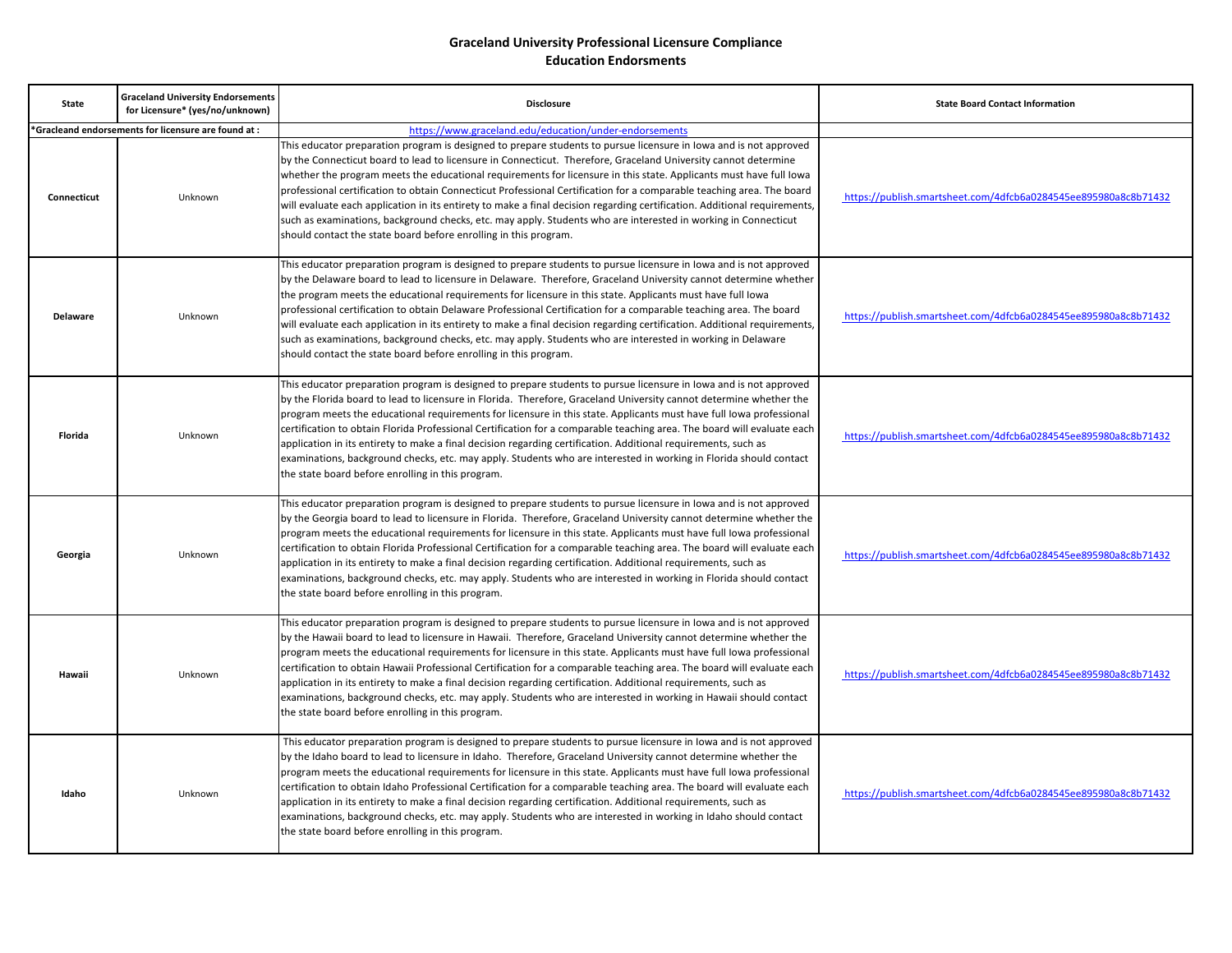**Graceland University Professional Licensure Compliance**
**Education Endorsments**

| State | Graceland University Endorsements for Licensure* (yes/no/unknown) | Disclosure | State Board Contact Information |
|---|---|---|---|
| *Gracleand endorsements for licensure are found at : | | https://www.graceland.edu/education/under-endorsements | |
| **Connecticut** | Unknown | This educator preparation program is designed to prepare students to pursue licensure in Iowa and is not approved by the Connecticut board to lead to licensure in Connecticut. Therefore, Graceland University cannot determine whether the program meets the educational requirements for licensure in this state. Applicants must have full Iowa professional certification to obtain Connecticut Professional Certification for a comparable teaching area. The board will evaluate each application in its entirety to make a final decision regarding certification. Additional requirements, such as examinations, background checks, etc. may apply. Students who are interested in working in Connecticut should contact the state board before enrolling in this program. | https://publish.smartsheet.com/4dfcb6a0284545ee895980a8c8b71432 |
| **Delaware** | Unknown | This educator preparation program is designed to prepare students to pursue licensure in Iowa and is not approved by the Delaware board to lead to licensure in Delaware. Therefore, Graceland University cannot determine whether the program meets the educational requirements for licensure in this state. Applicants must have full Iowa professional certification to obtain Delaware Professional Certification for a comparable teaching area. The board will evaluate each application in its entirety to make a final decision regarding certification. Additional requirements, such as examinations, background checks, etc. may apply. Students who are interested in working in Delaware should contact the state board before enrolling in this program. | https://publish.smartsheet.com/4dfcb6a0284545ee895980a8c8b71432 |
| **Florida** | Unknown | This educator preparation program is designed to prepare students to pursue licensure in Iowa and is not approved by the Florida board to lead to licensure in Florida. Therefore, Graceland University cannot determine whether the program meets the educational requirements for licensure in this state. Applicants must have full Iowa professional certification to obtain Florida Professional Certification for a comparable teaching area. The board will evaluate each application in its entirety to make a final decision regarding certification. Additional requirements, such as examinations, background checks, etc. may apply. Students who are interested in working in Florida should contact the state board before enrolling in this program. | https://publish.smartsheet.com/4dfcb6a0284545ee895980a8c8b71432 |
| **Georgia** | Unknown | This educator preparation program is designed to prepare students to pursue licensure in Iowa and is not approved by the Georgia board to lead to licensure in Florida. Therefore, Graceland University cannot determine whether the program meets the educational requirements for licensure in this state. Applicants must have full Iowa professional certification to obtain Florida Professional Certification for a comparable teaching area. The board will evaluate each application in its entirety to make a final decision regarding certification. Additional requirements, such as examinations, background checks, etc. may apply. Students who are interested in working in Florida should contact the state board before enrolling in this program. | https://publish.smartsheet.com/4dfcb6a0284545ee895980a8c8b71432 |
| **Hawaii** | Unknown | This educator preparation program is designed to prepare students to pursue licensure in Iowa and is not approved by the Hawaii board to lead to licensure in Hawaii. Therefore, Graceland University cannot determine whether the program meets the educational requirements for licensure in this state. Applicants must have full Iowa professional certification to obtain Hawaii Professional Certification for a comparable teaching area. The board will evaluate each application in its entirety to make a final decision regarding certification. Additional requirements, such as examinations, background checks, etc. may apply. Students who are interested in working in Hawaii should contact the state board before enrolling in this program. | https://publish.smartsheet.com/4dfcb6a0284545ee895980a8c8b71432 |
| **Idaho** | Unknown | This educator preparation program is designed to prepare students to pursue licensure in Iowa and is not approved by the Idaho board to lead to licensure in Idaho. Therefore, Graceland University cannot determine whether the program meets the educational requirements for licensure in this state. Applicants must have full Iowa professional certification to obtain Idaho Professional Certification for a comparable teaching area. The board will evaluate each application in its entirety to make a final decision regarding certification. Additional requirements, such as examinations, background checks, etc. may apply. Students who are interested in working in Idaho should contact the state board before enrolling in this program. | https://publish.smartsheet.com/4dfcb6a0284545ee895980a8c8b71432 |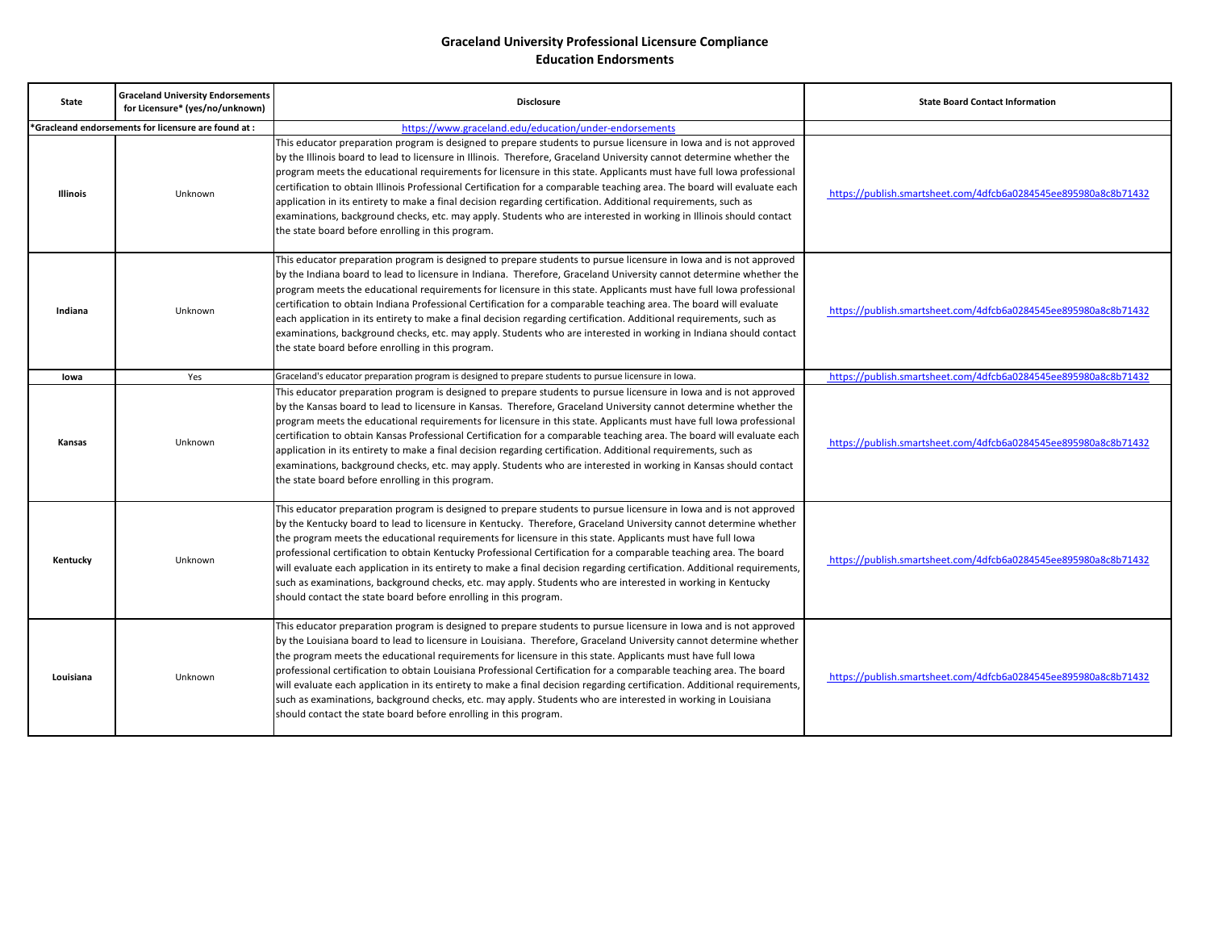**Graceland University Professional Licensure Compliance**
**Education Endorsments**

| State | Graceland University Endorsements for Licensure* (yes/no/unknown) | Disclosure | State Board Contact Information |
|---|---|---|---|
| *Gracleand endorsements for licensure are found at : | | https://www.graceland.edu/education/under-endorsements | |
| **Illinois** | Unknown | This educator preparation program is designed to prepare students to pursue licensure in Iowa and is not approved by the Illinois board to lead to licensure in Illinois. Therefore, Graceland University cannot determine whether the program meets the educational requirements for licensure in this state. Applicants must have full Iowa professional certification to obtain Illinois Professional Certification for a comparable teaching area. The board will evaluate each application in its entirety to make a final decision regarding certification. Additional requirements, such as examinations, background checks, etc. may apply. Students who are interested in working in Illinois should contact the state board before enrolling in this program. | https://publish.smartsheet.com/4dfcb6a0284545ee895980a8c8b71432 |
| **Indiana** | Unknown | This educator preparation program is designed to prepare students to pursue licensure in Iowa and is not approved by the Indiana board to lead to licensure in Indiana. Therefore, Graceland University cannot determine whether the program meets the educational requirements for licensure in this state. Applicants must have full Iowa professional certification to obtain Indiana Professional Certification for a comparable teaching area. The board will evaluate each application in its entirety to make a final decision regarding certification. Additional requirements, such as examinations, background checks, etc. may apply. Students who are interested in working in Indiana should contact the state board before enrolling in this program. | https://publish.smartsheet.com/4dfcb6a0284545ee895980a8c8b71432 |
| **Iowa** | Yes | Graceland's educator preparation program is designed to prepare students to pursue licensure in Iowa. | https://publish.smartsheet.com/4dfcb6a0284545ee895980a8c8b71432 |
| **Kansas** | Unknown | This educator preparation program is designed to prepare students to pursue licensure in Iowa and is not approved by the Kansas board to lead to licensure in Kansas. Therefore, Graceland University cannot determine whether the program meets the educational requirements for licensure in this state. Applicants must have full Iowa professional certification to obtain Kansas Professional Certification for a comparable teaching area. The board will evaluate each application in its entirety to make a final decision regarding certification. Additional requirements, such as examinations, background checks, etc. may apply. Students who are interested in working in Kansas should contact the state board before enrolling in this program. | https://publish.smartsheet.com/4dfcb6a0284545ee895980a8c8b71432 |
| **Kentucky** | Unknown | This educator preparation program is designed to prepare students to pursue licensure in Iowa and is not approved by the Kentucky board to lead to licensure in Kentucky. Therefore, Graceland University cannot determine whether the program meets the educational requirements for licensure in this state. Applicants must have full Iowa professional certification to obtain Kentucky Professional Certification for a comparable teaching area. The board will evaluate each application in its entirety to make a final decision regarding certification. Additional requirements, such as examinations, background checks, etc. may apply. Students who are interested in working in Kentucky should contact the state board before enrolling in this program. | https://publish.smartsheet.com/4dfcb6a0284545ee895980a8c8b71432 |
| **Louisiana** | Unknown | This educator preparation program is designed to prepare students to pursue licensure in Iowa and is not approved by the Louisiana board to lead to licensure in Louisiana. Therefore, Graceland University cannot determine whether the program meets the educational requirements for licensure in this state. Applicants must have full Iowa professional certification to obtain Louisiana Professional Certification for a comparable teaching area. The board will evaluate each application in its entirety to make a final decision regarding certification. Additional requirements, such as examinations, background checks, etc. may apply. Students who are interested in working in Louisiana should contact the state board before enrolling in this program. | https://publish.smartsheet.com/4dfcb6a0284545ee895980a8c8b71432 |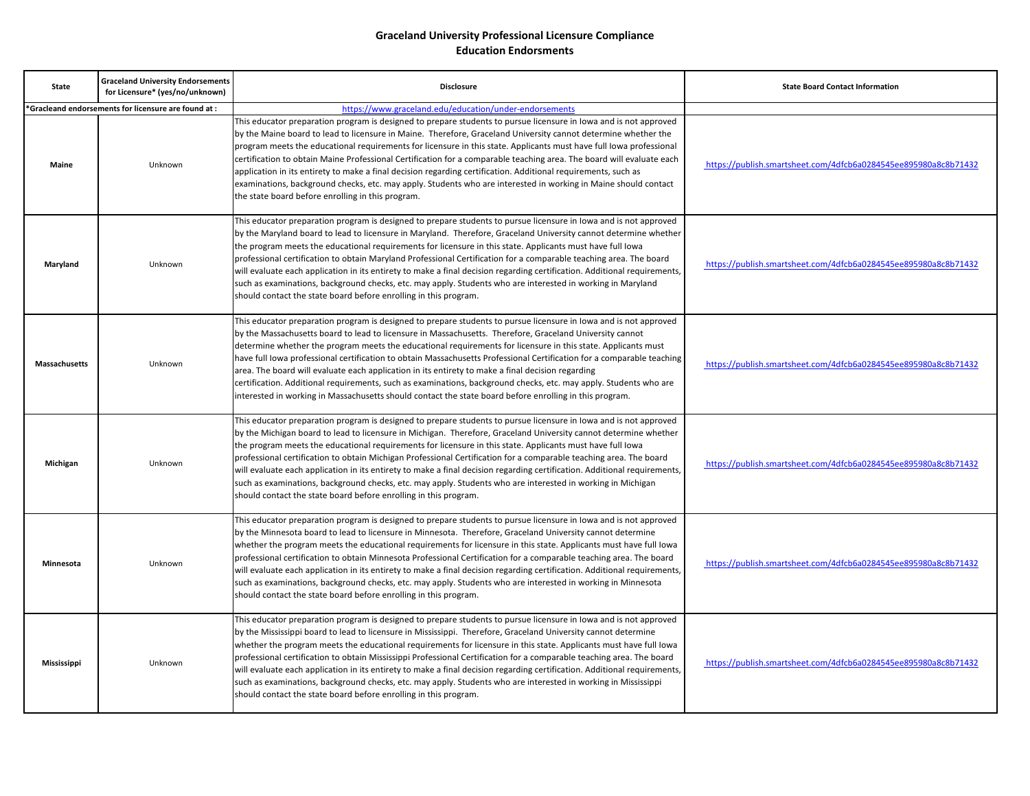**Graceland University Professional Licensure Compliance**
**Education Endorsments**

| State | Graceland University Endorsements for Licensure* (yes/no/unknown) | Disclosure | State Board Contact Information |
|---|---|---|---|
| *Gracleand endorsements for licensure are found at : | | https://www.graceland.edu/education/under-endorsements | |
| **Maine** | Unknown | This educator preparation program is designed to prepare students to pursue licensure in Iowa and is not approved by the Maine board to lead to licensure in Maine. Therefore, Graceland University cannot determine whether the program meets the educational requirements for licensure in this state. Applicants must have full Iowa professional certification to obtain Maine Professional Certification for a comparable teaching area. The board will evaluate each application in its entirety to make a final decision regarding certification. Additional requirements, such as examinations, background checks, etc. may apply. Students who are interested in working in Maine should contact the state board before enrolling in this program. | https://publish.smartsheet.com/4dfcb6a0284545ee895980a8c8b71432 |
| **Maryland** | Unknown | This educator preparation program is designed to prepare students to pursue licensure in Iowa and is not approved by the Maryland board to lead to licensure in Maryland. Therefore, Graceland University cannot determine whether the program meets the educational requirements for licensure in this state. Applicants must have full Iowa professional certification to obtain Maryland Professional Certification for a comparable teaching area. The board will evaluate each application in its entirety to make a final decision regarding certification. Additional requirements, such as examinations, background checks, etc. may apply. Students who are interested in working in Maryland should contact the state board before enrolling in this program. | https://publish.smartsheet.com/4dfcb6a0284545ee895980a8c8b71432 |
| **Massachusetts** | Unknown | This educator preparation program is designed to prepare students to pursue licensure in Iowa and is not approved by the Massachusetts board to lead to licensure in Massachusetts. Therefore, Graceland University cannot determine whether the program meets the educational requirements for licensure in this state. Applicants must have full Iowa professional certification to obtain Massachusetts Professional Certification for a comparable teaching area. The board will evaluate each application in its entirety to make a final decision regarding certification. Additional requirements, such as examinations, background checks, etc. may apply. Students who are interested in working in Massachusetts should contact the state board before enrolling in this program. | https://publish.smartsheet.com/4dfcb6a0284545ee895980a8c8b71432 |
| **Michigan** | Unknown | This educator preparation program is designed to prepare students to pursue licensure in Iowa and is not approved by the Michigan board to lead to licensure in Michigan. Therefore, Graceland University cannot determine whether the program meets the educational requirements for licensure in this state. Applicants must have full Iowa professional certification to obtain Michigan Professional Certification for a comparable teaching area. The board will evaluate each application in its entirety to make a final decision regarding certification. Additional requirements, such as examinations, background checks, etc. may apply. Students who are interested in working in Michigan should contact the state board before enrolling in this program. | https://publish.smartsheet.com/4dfcb6a0284545ee895980a8c8b71432 |
| **Minnesota** | Unknown | This educator preparation program is designed to prepare students to pursue licensure in Iowa and is not approved by the Minnesota board to lead to licensure in Minnesota. Therefore, Graceland University cannot determine whether the program meets the educational requirements for licensure in this state. Applicants must have full Iowa professional certification to obtain Minnesota Professional Certification for a comparable teaching area. The board will evaluate each application in its entirety to make a final decision regarding certification. Additional requirements, such as examinations, background checks, etc. may apply. Students who are interested in working in Minnesota should contact the state board before enrolling in this program. | https://publish.smartsheet.com/4dfcb6a0284545ee895980a8c8b71432 |
| **Mississippi** | Unknown | This educator preparation program is designed to prepare students to pursue licensure in Iowa and is not approved by the Mississippi board to lead to licensure in Mississippi. Therefore, Graceland University cannot determine whether the program meets the educational requirements for licensure in this state. Applicants must have full Iowa professional certification to obtain Mississippi Professional Certification for a comparable teaching area. The board will evaluate each application in its entirety to make a final decision regarding certification. Additional requirements, such as examinations, background checks, etc. may apply. Students who are interested in working in Mississippi should contact the state board before enrolling in this program. | https://publish.smartsheet.com/4dfcb6a0284545ee895980a8c8b71432 |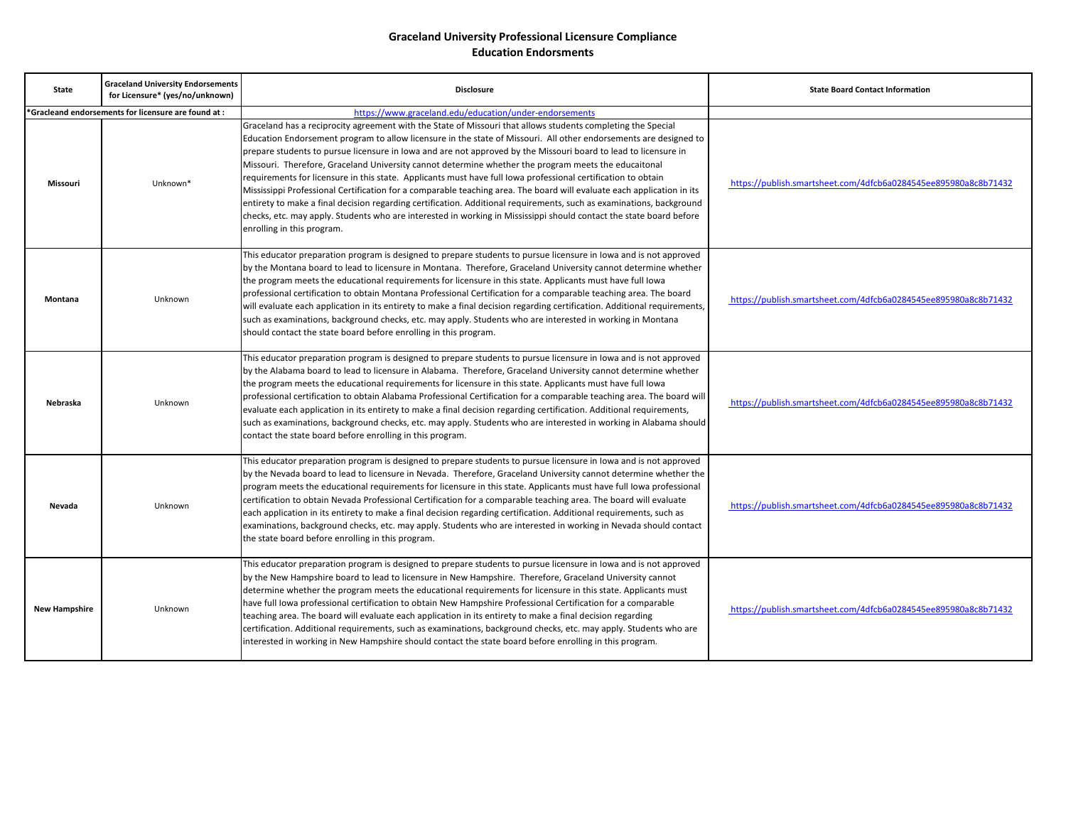## Graceland University Professional Licensure Compliance
## Education Endorsments

| State | Graceland University Endorsements for Licensure* (yes/no/unknown) | Disclosure | State Board Contact Information |
|---|---|---|---|
| *Gracleand endorsements for licensure are found at : | | https://www.graceland.edu/education/under-endorsements | |
| Missouri | Unknown* | Graceland has a reciprocity agreement with the State of Missouri that allows students completing the Special Education Endorsement program to allow licensure in the state of Missouri. All other endorsements are designed to prepare students to pursue licensure in Iowa and are not approved by the Missouri board to lead to licensure in Missouri. Therefore, Graceland University cannot determine whether the program meets the educaitonal requirements for licensure in this state. Applicants must have full Iowa professional certification to obtain Mississippi Professional Certification for a comparable teaching area. The board will evaluate each application in its entirety to make a final decision regarding certification. Additional requirements, such as examinations, background checks, etc. may apply. Students who are interested in working in Mississippi should contact the state board before enrolling in this program. | https://publish.smartsheet.com/4dfcb6a0284545ee895980a8c8b71432 |
| Montana | Unknown | This educator preparation program is designed to prepare students to pursue licensure in Iowa and is not approved by the Montana board to lead to licensure in Montana. Therefore, Graceland University cannot determine whether the program meets the educational requirements for licensure in this state. Applicants must have full Iowa professional certification to obtain Montana Professional Certification for a comparable teaching area. The board will evaluate each application in its entirety to make a final decision regarding certification. Additional requirements, such as examinations, background checks, etc. may apply. Students who are interested in working in Montana should contact the state board before enrolling in this program. | https://publish.smartsheet.com/4dfcb6a0284545ee895980a8c8b71432 |
| Nebraska | Unknown | This educator preparation program is designed to prepare students to pursue licensure in Iowa and is not approved by the Alabama board to lead to licensure in Alabama. Therefore, Graceland University cannot determine whether the program meets the educational requirements for licensure in this state. Applicants must have full Iowa professional certification to obtain Alabama Professional Certification for a comparable teaching area. The board will evaluate each application in its entirety to make a final decision regarding certification. Additional requirements, such as examinations, background checks, etc. may apply. Students who are interested in working in Alabama should contact the state board before enrolling in this program. | https://publish.smartsheet.com/4dfcb6a0284545ee895980a8c8b71432 |
| Nevada | Unknown | This educator preparation program is designed to prepare students to pursue licensure in Iowa and is not approved by the Nevada board to lead to licensure in Nevada. Therefore, Graceland University cannot determine whether the program meets the educational requirements for licensure in this state. Applicants must have full Iowa professional certification to obtain Nevada Professional Certification for a comparable teaching area. The board will evaluate each application in its entirety to make a final decision regarding certification. Additional requirements, such as examinations, background checks, etc. may apply. Students who are interested in working in Nevada should contact the state board before enrolling in this program. | https://publish.smartsheet.com/4dfcb6a0284545ee895980a8c8b71432 |
| New Hampshire | Unknown | This educator preparation program is designed to prepare students to pursue licensure in Iowa and is not approved by the New Hampshire board to lead to licensure in New Hampshire. Therefore, Graceland University cannot determine whether the program meets the educational requirements for licensure in this state. Applicants must have full Iowa professional certification to obtain New Hampshire Professional Certification for a comparable teaching area. The board will evaluate each application in its entirety to make a final decision regarding certification. Additional requirements, such as examinations, background checks, etc. may apply. Students who are interested in working in New Hampshire should contact the state board before enrolling in this program. | https://publish.smartsheet.com/4dfcb6a0284545ee895980a8c8b71432 |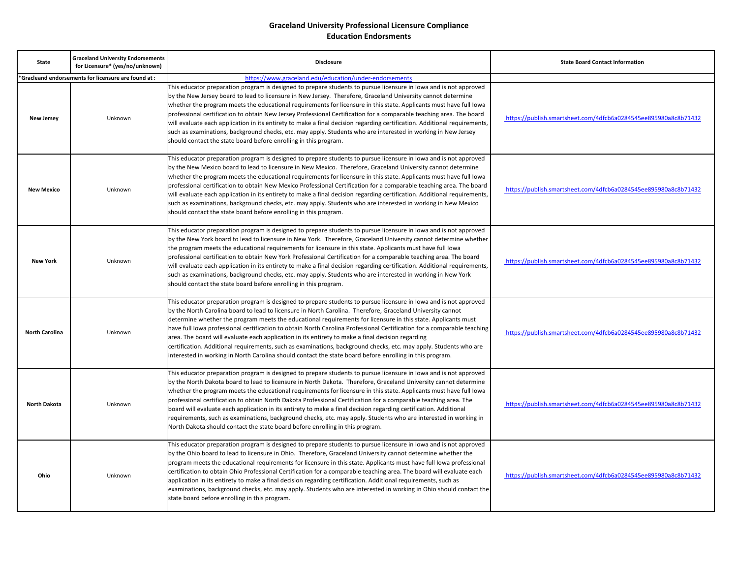## Graceland University Professional Licensure Compliance
## Education Endorsments

| State | Graceland University Endorsements for Licensure* (yes/no/unknown) | Disclosure | State Board Contact Information |
|---|---|---|---|
| *Gracleand endorsements for licensure are found at : | | https://www.graceland.edu/education/under-endorsements | |
| New Jersey | Unknown | This educator preparation program is designed to prepare students to pursue licensure in Iowa and is not approved by the New Jersey board to lead to licensure in New Jersey. Therefore, Graceland University cannot determine whether the program meets the educational requirements for licensure in this state. Applicants must have full Iowa professional certification to obtain New Jersey Professional Certification for a comparable teaching area. The board will evaluate each application in its entirety to make a final decision regarding certification. Additional requirements, such as examinations, background checks, etc. may apply. Students who are interested in working in New Jersey should contact the state board before enrolling in this program. | https://publish.smartsheet.com/4dfcb6a0284545ee895980a8c8b71432 |
| New Mexico | Unknown | This educator preparation program is designed to prepare students to pursue licensure in Iowa and is not approved by the New Mexico board to lead to licensure in New Mexico. Therefore, Graceland University cannot determine whether the program meets the educational requirements for licensure in this state. Applicants must have full Iowa professional certification to obtain New Mexico Professional Certification for a comparable teaching area. The board will evaluate each application in its entirety to make a final decision regarding certification. Additional requirements, such as examinations, background checks, etc. may apply. Students who are interested in working in New Mexico should contact the state board before enrolling in this program. | https://publish.smartsheet.com/4dfcb6a0284545ee895980a8c8b71432 |
| New York | Unknown | This educator preparation program is designed to prepare students to pursue licensure in Iowa and is not approved by the New York board to lead to licensure in New York. Therefore, Graceland University cannot determine whether the program meets the educational requirements for licensure in this state. Applicants must have full Iowa professional certification to obtain New York Professional Certification for a comparable teaching area. The board will evaluate each application in its entirety to make a final decision regarding certification. Additional requirements, such as examinations, background checks, etc. may apply. Students who are interested in working in New York should contact the state board before enrolling in this program. | https://publish.smartsheet.com/4dfcb6a0284545ee895980a8c8b71432 |
| North Carolina | Unknown | This educator preparation program is designed to prepare students to pursue licensure in Iowa and is not approved by the North Carolina board to lead to licensure in North Carolina. Therefore, Graceland University cannot determine whether the program meets the educational requirements for licensure in this state. Applicants must have full Iowa professional certification to obtain North Carolina Professional Certification for a comparable teaching area. The board will evaluate each application in its entirety to make a final decision regarding certification. Additional requirements, such as examinations, background checks, etc. may apply. Students who are interested in working in North Carolina should contact the state board before enrolling in this program. | https://publish.smartsheet.com/4dfcb6a0284545ee895980a8c8b71432 |
| North Dakota | Unknown | This educator preparation program is designed to prepare students to pursue licensure in Iowa and is not approved by the North Dakota board to lead to licensure in North Dakota. Therefore, Graceland University cannot determine whether the program meets the educational requirements for licensure in this state. Applicants must have full Iowa professional certification to obtain North Dakota Professional Certification for a comparable teaching area. The board will evaluate each application in its entirety to make a final decision regarding certification. Additional requirements, such as examinations, background checks, etc. may apply. Students who are interested in working in North Dakota should contact the state board before enrolling in this program. | https://publish.smartsheet.com/4dfcb6a0284545ee895980a8c8b71432 |
| Ohio | Unknown | This educator preparation program is designed to prepare students to pursue licensure in Iowa and is not approved by the Ohio board to lead to licensure in Ohio. Therefore, Graceland University cannot determine whether the program meets the educational requirements for licensure in this state. Applicants must have full Iowa professional certification to obtain Ohio Professional Certification for a comparable teaching area. The board will evaluate each application in its entirety to make a final decision regarding certification. Additional requirements, such as examinations, background checks, etc. may apply. Students who are interested in working in Ohio should contact the state board before enrolling in this program. | https://publish.smartsheet.com/4dfcb6a0284545ee895980a8c8b71432 |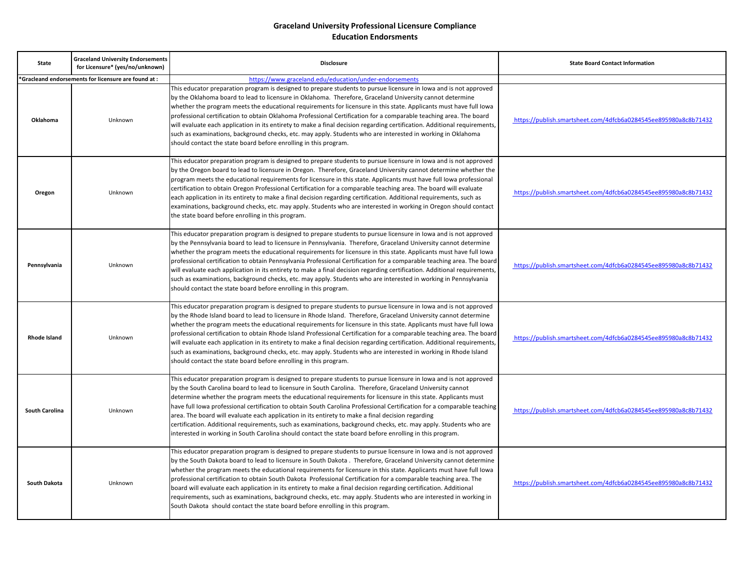## Graceland University Professional Licensure Compliance
## Education Endorsments

| State | Graceland University Endorsements for Licensure* (yes/no/unknown) | Disclosure | State Board Contact Information |
|---|---|---|---|
| *Gracleand endorsements for licensure are found at : | | https://www.graceland.edu/education/under-endorsements | |
| **Oklahoma** | Unknown | This educator preparation program is designed to prepare students to pursue licensure in Iowa and is not approved by the Oklahoma board to lead to licensure in Oklahoma. Therefore, Graceland University cannot determine whether the program meets the educational requirements for licensure in this state. Applicants must have full Iowa professional certification to obtain Oklahoma Professional Certification for a comparable teaching area. The board will evaluate each application in its entirety to make a final decision regarding certification. Additional requirements, such as examinations, background checks, etc. may apply. Students who are interested in working in Oklahoma should contact the state board before enrolling in this program. | https://publish.smartsheet.com/4dfcb6a0284545ee895980a8c8b71432 |
| **Oregon** | Unknown | This educator preparation program is designed to prepare students to pursue licensure in Iowa and is not approved by the Oregon board to lead to licensure in Oregon. Therefore, Graceland University cannot determine whether the program meets the educational requirements for licensure in this state. Applicants must have full Iowa professional certification to obtain Oregon Professional Certification for a comparable teaching area. The board will evaluate each application in its entirety to make a final decision regarding certification. Additional requirements, such as examinations, background checks, etc. may apply. Students who are interested in working in Oregon should contact the state board before enrolling in this program. | https://publish.smartsheet.com/4dfcb6a0284545ee895980a8c8b71432 |
| **Pennsylvania** | Unknown | This educator preparation program is designed to prepare students to pursue licensure in Iowa and is not approved by the Pennsylvania board to lead to licensure in Pennsylvania. Therefore, Graceland University cannot determine whether the program meets the educational requirements for licensure in this state. Applicants must have full Iowa professional certification to obtain Pennsylvania Professional Certification for a comparable teaching area. The board will evaluate each application in its entirety to make a final decision regarding certification. Additional requirements, such as examinations, background checks, etc. may apply. Students who are interested in working in Pennsylvania should contact the state board before enrolling in this program. | https://publish.smartsheet.com/4dfcb6a0284545ee895980a8c8b71432 |
| **Rhode Island** | Unknown | This educator preparation program is designed to prepare students to pursue licensure in Iowa and is not approved by the Rhode Island board to lead to licensure in Rhode Island. Therefore, Graceland University cannot determine whether the program meets the educational requirements for licensure in this state. Applicants must have full Iowa professional certification to obtain Rhode Island Professional Certification for a comparable teaching area. The board will evaluate each application in its entirety to make a final decision regarding certification. Additional requirements, such as examinations, background checks, etc. may apply. Students who are interested in working in Rhode Island should contact the state board before enrolling in this program. | https://publish.smartsheet.com/4dfcb6a0284545ee895980a8c8b71432 |
| **South Carolina** | Unknown | This educator preparation program is designed to prepare students to pursue licensure in Iowa and is not approved by the South Carolina board to lead to licensure in South Carolina. Therefore, Graceland University cannot determine whether the program meets the educational requirements for licensure in this state. Applicants must have full Iowa professional certification to obtain South Carolina Professional Certification for a comparable teaching area. The board will evaluate each application in its entirety to make a final decision regarding certification. Additional requirements, such as examinations, background checks, etc. may apply. Students who are interested in working in South Carolina should contact the state board before enrolling in this program. | https://publish.smartsheet.com/4dfcb6a0284545ee895980a8c8b71432 |
| **South Dakota** | Unknown | This educator preparation program is designed to prepare students to pursue licensure in Iowa and is not approved by the South Dakota board to lead to licensure in South Dakota . Therefore, Graceland University cannot determine whether the program meets the educational requirements for licensure in this state. Applicants must have full Iowa professional certification to obtain South Dakota Professional Certification for a comparable teaching area. The board will evaluate each application in its entirety to make a final decision regarding certification. Additional requirements, such as examinations, background checks, etc. may apply. Students who are interested in working in South Dakota should contact the state board before enrolling in this program. | https://publish.smartsheet.com/4dfcb6a0284545ee895980a8c8b71432 |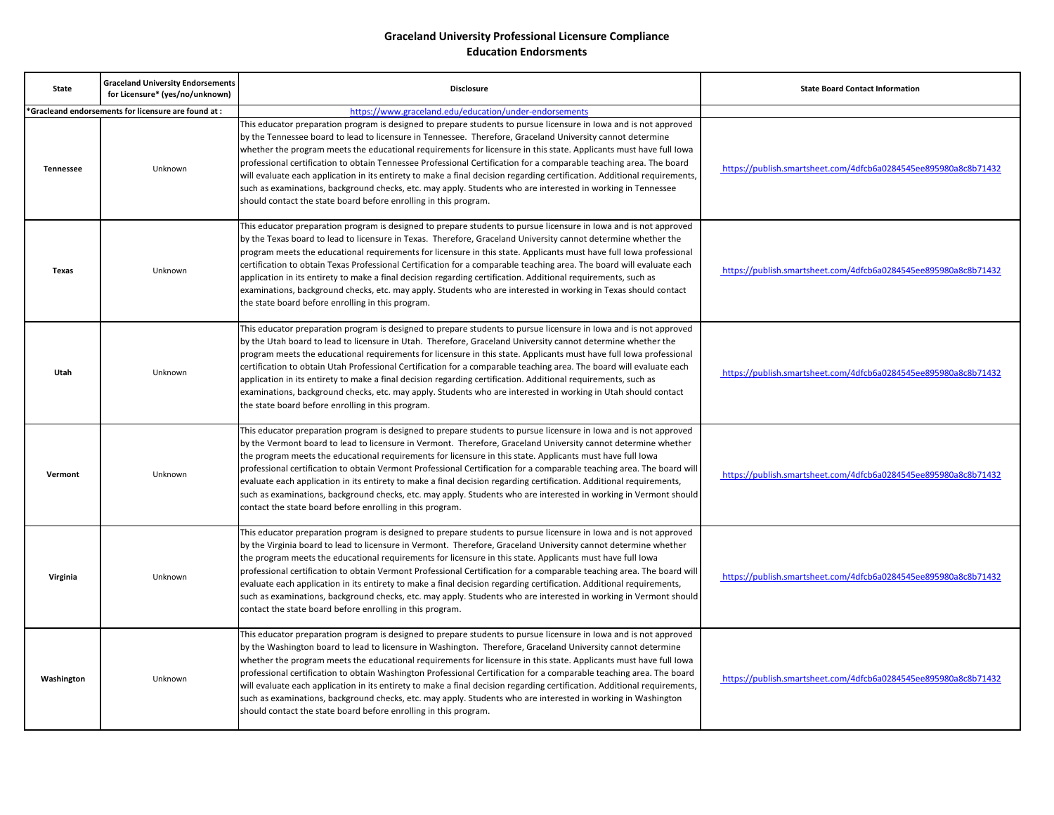**Graceland University Professional Licensure Compliance**
**Education Endorsments**

| State | Graceland University Endorsements for Licensure* (yes/no/unknown) | Disclosure | State Board Contact Information |
|---|---|---|---|
| *Gracleand endorsements for licensure are found at : | | https://www.graceland.edu/education/under-endorsements | |
| **Tennessee** | Unknown | This educator preparation program is designed to prepare students to pursue licensure in Iowa and is not approved by the Tennessee board to lead to licensure in Tennessee. Therefore, Graceland University cannot determine whether the program meets the educational requirements for licensure in this state. Applicants must have full Iowa professional certification to obtain Tennessee Professional Certification for a comparable teaching area. The board will evaluate each application in its entirety to make a final decision regarding certification. Additional requirements, such as examinations, background checks, etc. may apply. Students who are interested in working in Tennessee should contact the state board before enrolling in this program. | https://publish.smartsheet.com/4dfcb6a0284545ee895980a8c8b71432 |
| **Texas** | Unknown | This educator preparation program is designed to prepare students to pursue licensure in Iowa and is not approved by the Texas board to lead to licensure in Texas. Therefore, Graceland University cannot determine whether the program meets the educational requirements for licensure in this state. Applicants must have full Iowa professional certification to obtain Texas Professional Certification for a comparable teaching area. The board will evaluate each application in its entirety to make a final decision regarding certification. Additional requirements, such as examinations, background checks, etc. may apply. Students who are interested in working in Texas should contact the state board before enrolling in this program. | https://publish.smartsheet.com/4dfcb6a0284545ee895980a8c8b71432 |
| **Utah** | Unknown | This educator preparation program is designed to prepare students to pursue licensure in Iowa and is not approved by the Utah board to lead to licensure in Utah. Therefore, Graceland University cannot determine whether the program meets the educational requirements for licensure in this state. Applicants must have full Iowa professional certification to obtain Utah Professional Certification for a comparable teaching area. The board will evaluate each application in its entirety to make a final decision regarding certification. Additional requirements, such as examinations, background checks, etc. may apply. Students who are interested in working in Utah should contact the state board before enrolling in this program. | https://publish.smartsheet.com/4dfcb6a0284545ee895980a8c8b71432 |
| **Vermont** | Unknown | This educator preparation program is designed to prepare students to pursue licensure in Iowa and is not approved by the Vermont board to lead to licensure in Vermont. Therefore, Graceland University cannot determine whether the program meets the educational requirements for licensure in this state. Applicants must have full Iowa professional certification to obtain Vermont Professional Certification for a comparable teaching area. The board will evaluate each application in its entirety to make a final decision regarding certification. Additional requirements, such as examinations, background checks, etc. may apply. Students who are interested in working in Vermont should contact the state board before enrolling in this program. | https://publish.smartsheet.com/4dfcb6a0284545ee895980a8c8b71432 |
| **Virginia** | Unknown | This educator preparation program is designed to prepare students to pursue licensure in Iowa and is not approved by the Virginia board to lead to licensure in Vermont. Therefore, Graceland University cannot determine whether the program meets the educational requirements for licensure in this state. Applicants must have full Iowa professional certification to obtain Vermont Professional Certification for a comparable teaching area. The board will evaluate each application in its entirety to make a final decision regarding certification. Additional requirements, such as examinations, background checks, etc. may apply. Students who are interested in working in Vermont should contact the state board before enrolling in this program. | https://publish.smartsheet.com/4dfcb6a0284545ee895980a8c8b71432 |
| **Washington** | Unknown | This educator preparation program is designed to prepare students to pursue licensure in Iowa and is not approved by the Washington board to lead to licensure in Washington. Therefore, Graceland University cannot determine whether the program meets the educational requirements for licensure in this state. Applicants must have full Iowa professional certification to obtain Washington Professional Certification for a comparable teaching area. The board will evaluate each application in its entirety to make a final decision regarding certification. Additional requirements, such as examinations, background checks, etc. may apply. Students who are interested in working in Washington should contact the state board before enrolling in this program. | https://publish.smartsheet.com/4dfcb6a0284545ee895980a8c8b71432 |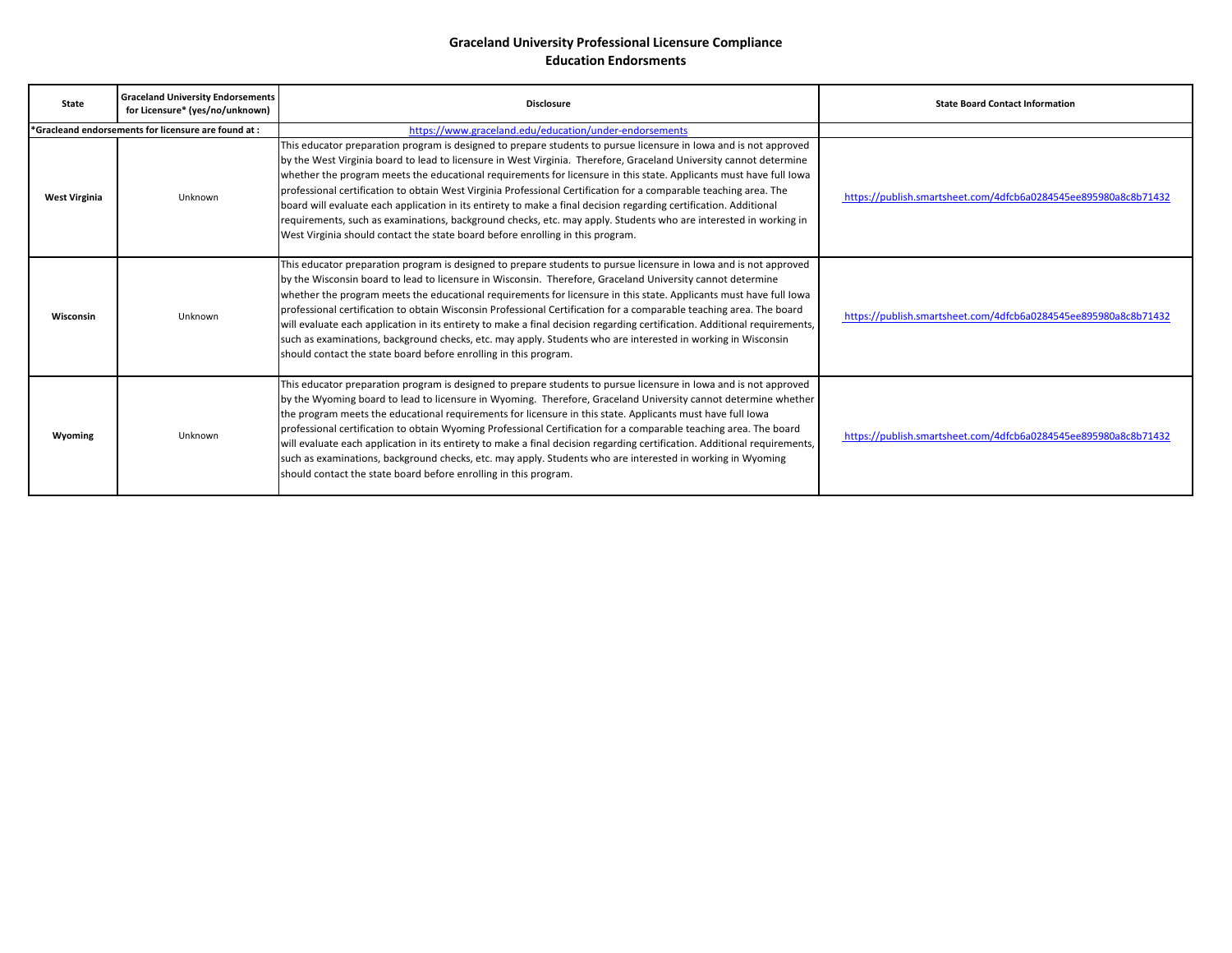## Graceland University Professional Licensure Compliance
## Education Endorsments

| State | Graceland University Endorsements for Licensure* (yes/no/unknown) | Disclosure | State Board Contact Information |
|---|---|---|---|
| *Gracleand endorsements for licensure are found at : | | https://www.graceland.edu/education/under-endorsements | |
| **West Virginia** | Unknown | This educator preparation program is designed to prepare students to pursue licensure in Iowa and is not approved by the West Virginia board to lead to licensure in West Virginia. Therefore, Graceland University cannot determine whether the program meets the educational requirements for licensure in this state. Applicants must have full Iowa professional certification to obtain West Virginia Professional Certification for a comparable teaching area. The board will evaluate each application in its entirety to make a final decision regarding certification. Additional requirements, such as examinations, background checks, etc. may apply. Students who are interested in working in West Virginia should contact the state board before enrolling in this program. | https://publish.smartsheet.com/4dfcb6a0284545ee895980a8c8b71432 |
| **Wisconsin** | Unknown | This educator preparation program is designed to prepare students to pursue licensure in Iowa and is not approved by the Wisconsin board to lead to licensure in Wisconsin. Therefore, Graceland University cannot determine whether the program meets the educational requirements for licensure in this state. Applicants must have full Iowa professional certification to obtain Wisconsin Professional Certification for a comparable teaching area. The board will evaluate each application in its entirety to make a final decision regarding certification. Additional requirements, such as examinations, background checks, etc. may apply. Students who are interested in working in Wisconsin should contact the state board before enrolling in this program. | https://publish.smartsheet.com/4dfcb6a0284545ee895980a8c8b71432 |
| **Wyoming** | Unknown | This educator preparation program is designed to prepare students to pursue licensure in Iowa and is not approved by the Wyoming board to lead to licensure in Wyoming. Therefore, Graceland University cannot determine whether the program meets the educational requirements for licensure in this state. Applicants must have full Iowa professional certification to obtain Wyoming Professional Certification for a comparable teaching area. The board will evaluate each application in its entirety to make a final decision regarding certification. Additional requirements, such as examinations, background checks, etc. may apply. Students who are interested in working in Wyoming should contact the state board before enrolling in this program. | https://publish.smartsheet.com/4dfcb6a0284545ee895980a8c8b71432 |